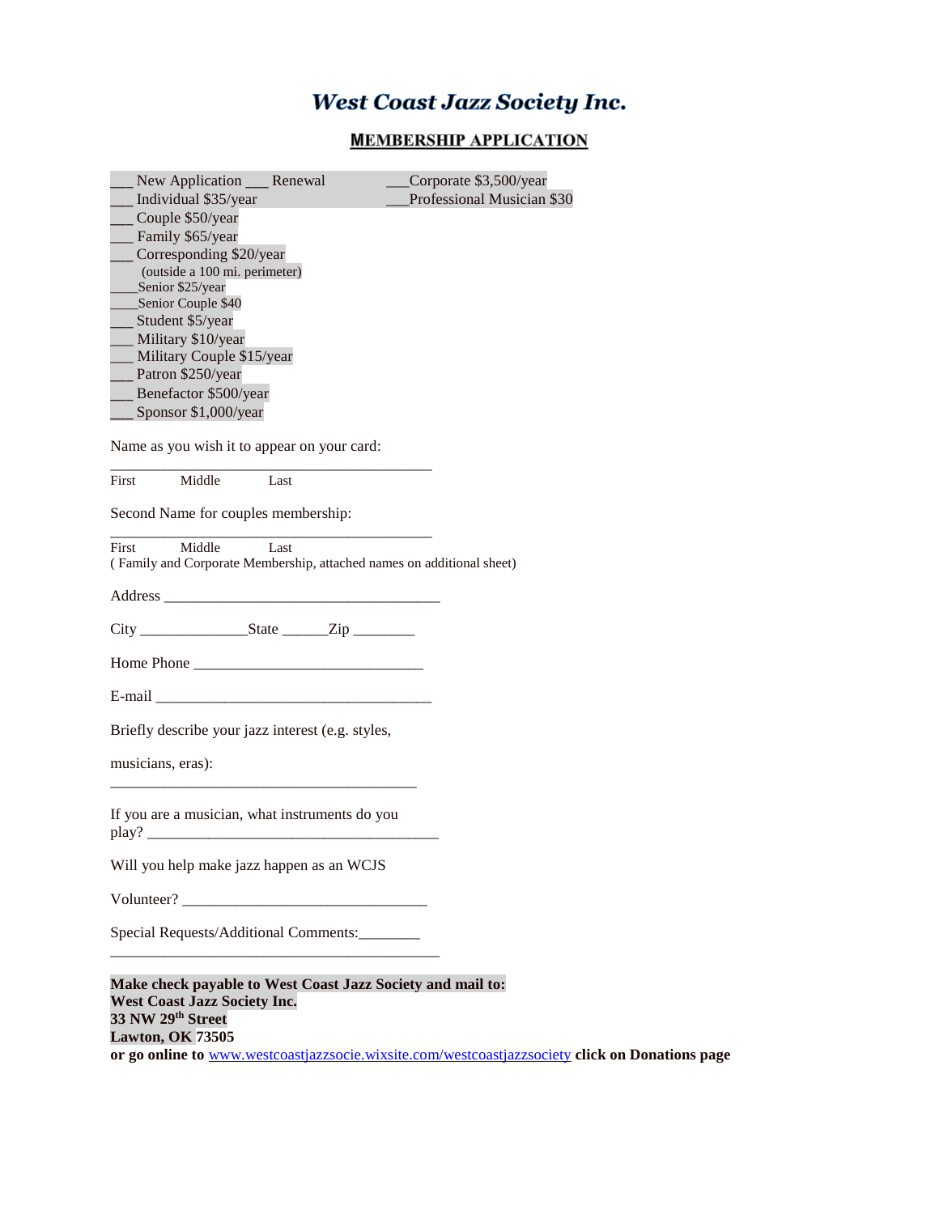# West Coast Jazz Society Inc.

## MEMBERSHIP APPLICATION

___ New Application ___ Renewal

___Corporate $3,500/year

___Professional Musician $30

___ Individual $35/year

___ Couple $50/year

___ Family $65/year

___ Corresponding $20/year (outside a 100 mi. perimeter)

____Senior $25/year

____Senior Couple $40

___ Student $5/year

___ Military $10/year

___ Military Couple $15/year

___ Patron $250/year

___ Benefactor $500/year

___ Sponsor $1,000/year

Name as you wish it to appear on your card:

_____________________________________________

First Middle Last

Second Name for couples membership:

_____________________________________________

First Middle Last

( Family and Corporate Membership, attached names on additional sheet)

Address _____________________________________

City ______________State ______Zip ________

Home Phone ________________________________

E-mail ______________________________________

Briefly describe your jazz interest (e.g. styles,

musicians, eras):

___________________________________________

If you are a musician, what instruments do you play? _________________________________________

Will you help make jazz happen as an WCJS

Volunteer? __________________________________

Special Requests/Additional Comments:________

_____________________________________________

**Make check payable to West Coast Jazz Society and mail to:**
**West Coast Jazz Society Inc.**
**33 NW 29th Street**
**Lawton, OK 73505**
**or go online to** www.westcoastjazzsocie.wixsite.com/westcoastjazzsociety **click on Donations page**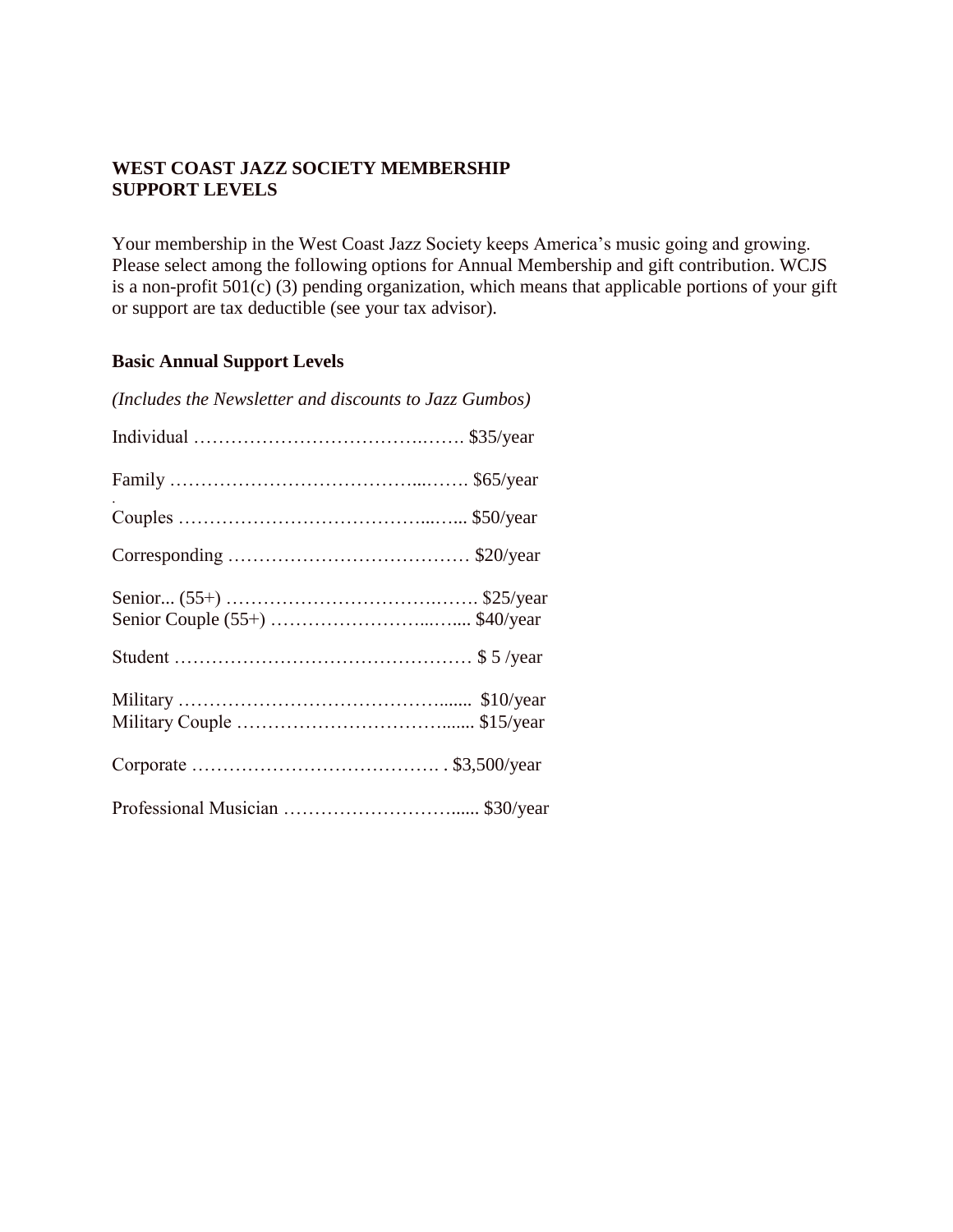**WEST COAST JAZZ SOCIETY MEMBERSHIP SUPPORT LEVELS**

Your membership in the West Coast Jazz Society keeps America's music going and growing. Please select among the following options for Annual Membership and gift contribution. WCJS is a non-profit 501(c) (3) pending organization, which means that applicable portions of your gift or support are tax deductible (see your tax advisor).

**Basic Annual Support Levels**

*(Includes the Newsletter and discounts to Jazz Gumbos)*

Individual …………………………………. $35/year

Family …………………………………. $65/year

Couples …………………………………. $50/year

Corresponding ………………………………… $20/year

Senior... (55+) …………………………………. $25/year
Senior Couple (55+) ……………………….. $40/year

Student ……………………………………… $ 5 /year

Military ………………………………….... $10/year
Military Couple ………………………….... $15/year

Corporate …………………………………. . $3,500/year

Professional Musician ……………………….... $30/year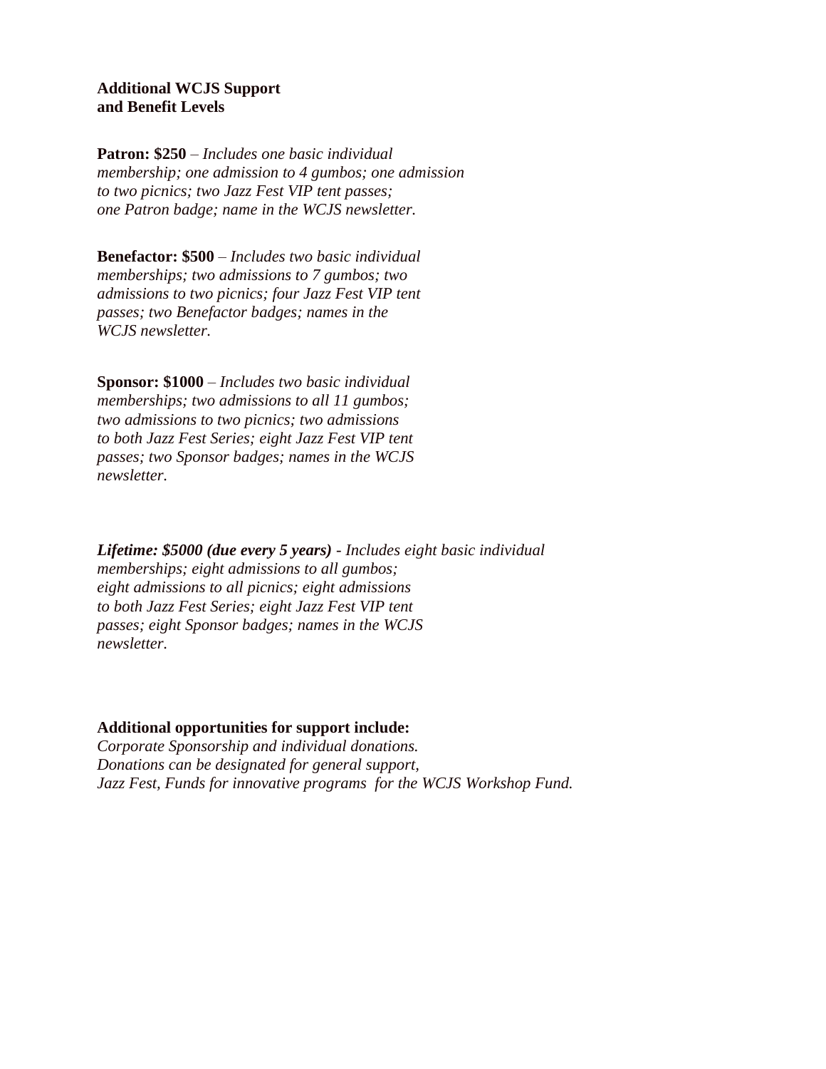**Additional WCJS Support and Benefit Levels**

**Patron: $250** – *Includes one basic individual membership; one admission to 4 gumbos; one admission to two picnics; two Jazz Fest VIP tent passes; one Patron badge; name in the WCJS newsletter.*

**Benefactor: $500** – *Includes two basic individual memberships; two admissions to 7 gumbos; two admissions to two picnics; four Jazz Fest VIP tent passes; two Benefactor badges; names in the WCJS newsletter.*

**Sponsor: $1000** – *Includes two basic individual memberships; two admissions to all 11 gumbos; two admissions to two picnics; two admissions to both Jazz Fest Series; eight Jazz Fest VIP tent passes; two Sponsor badges; names in the WCJS newsletter.*

***Lifetime: $5000 (due every 5 years)*** - *Includes eight basic individual memberships; eight admissions to all gumbos; eight admissions to all picnics; eight admissions to both Jazz Fest Series; eight Jazz Fest VIP tent passes; eight Sponsor badges; names in the WCJS newsletter.*

**Additional opportunities for support include:**
*Corporate Sponsorship and individual donations. Donations can be designated for general support, Jazz Fest, Funds for innovative programs for the WCJS Workshop Fund.*